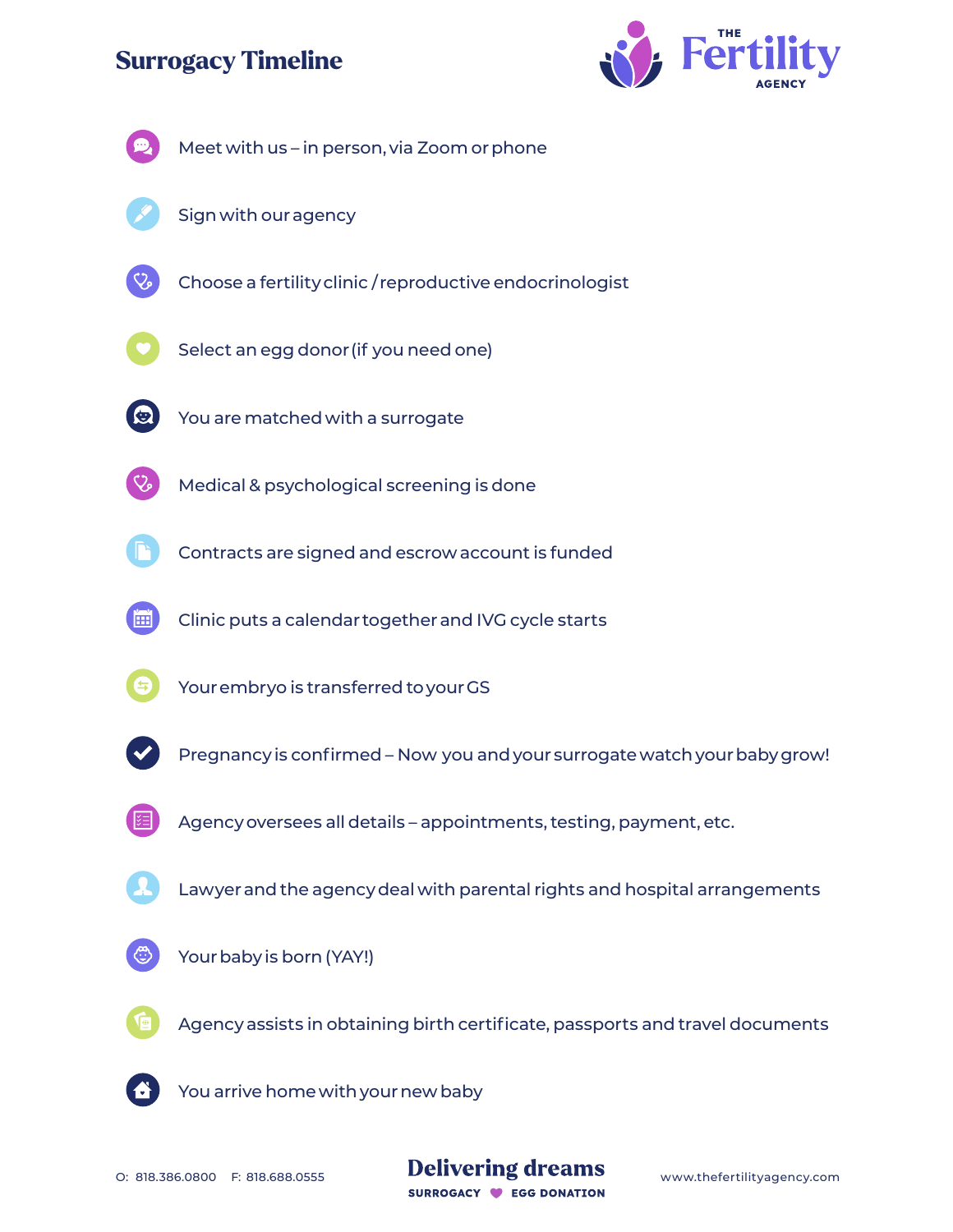# Surrogacy Timeline

THE Fertility AGENCY

- Meet with us – in person, via Zoom or phone
- Sign with our agency
- Choose a fertility clinic / reproductive endocrinologist
- Select an egg donor (if you need one)
- You are matched with a surrogate
- Medical & psychological screening is done
- Contracts are signed and escrow account is funded
- Clinic puts a calendar together and IVG cycle starts
- Your embryo is transferred to your GS
- Pregnancy is confirmed – Now you and your surrogate watch your baby grow!
- Agency oversees all details – appointments, testing, payment, etc.
- Lawyer and the agency deal with parental rights and hospital arrangements
- Your baby is born (YAY!)
- Agency assists in obtaining birth certificate, passports and travel documents
- You arrive home with your new baby

O: 818.386.0800 F: 818.688.0555

**Delivering dreams**
SURROGACY EGG DONATION

www.thefertilityagency.com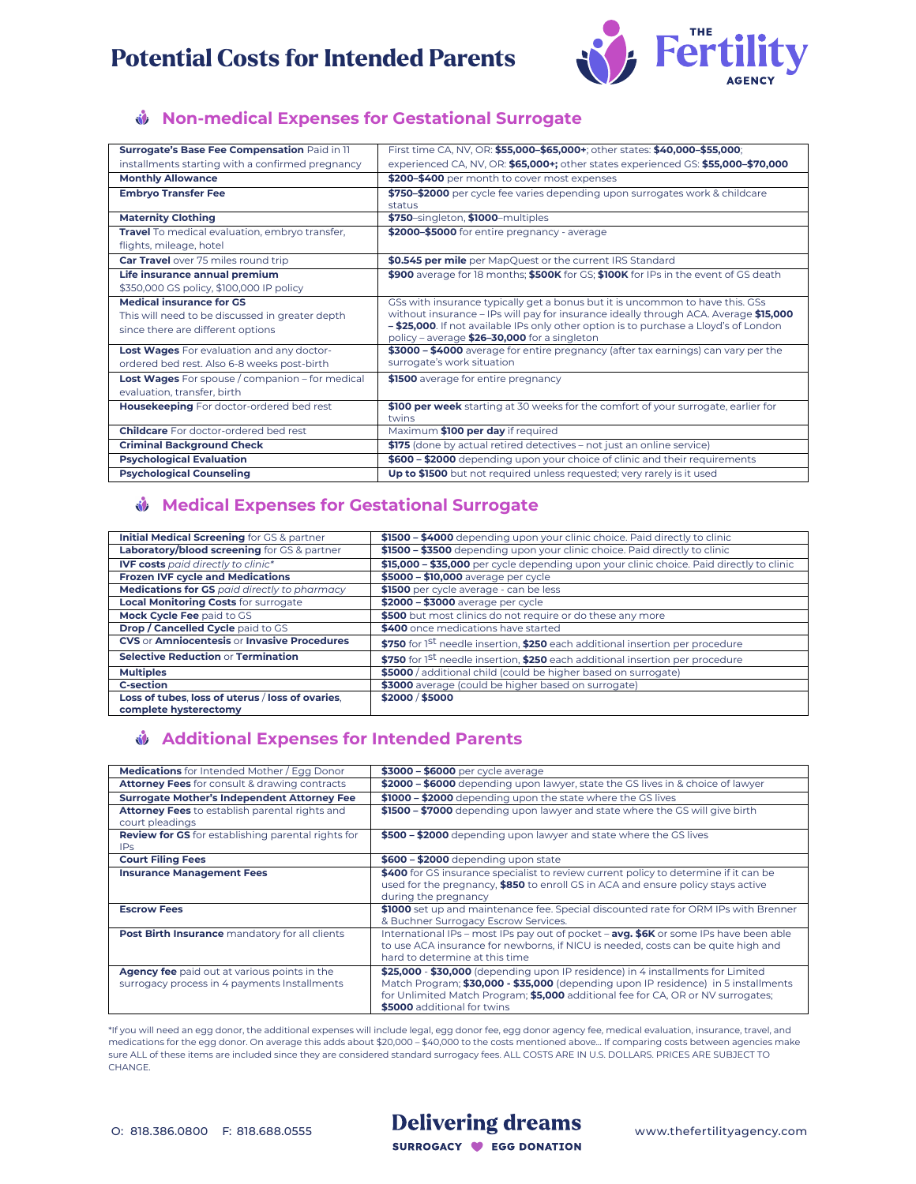# Potential Costs for Intended Parents

## Non-medical Expenses for Gestational Surrogate

| | |
|---|---|
| **Surrogate's Base Fee Compensation** Paid in 11 installments starting with a confirmed pregnancy | First time CA, NV, OR: **$55,000–$65,000+**; other states: **$40,000–$55,000**; experienced CA, NV, OR: **$65,000+;** other states experienced GS: **$55,000–$70,000** |
| **Monthly Allowance** | **$200–$400** per month to cover most expenses |
| **Embryo Transfer Fee** | **$750–$2000** per cycle fee varies depending upon surrogates work & childcare status |
| **Maternity Clothing** | **$750**–singleton, **$1000**–multiples |
| **Travel** To medical evaluation, embryo transfer, flights, mileage, hotel | **$2000–$5000** for entire pregnancy - average |
| **Car Travel** over 75 miles round trip | **$0.545 per mile** per MapQuest or the current IRS Standard |
| **Life insurance annual premium** $350,000 GS policy, $100,000 IP policy | **$900** average for 18 months; **$500K** for GS; **$100K** for IPs in the event of GS death |
| **Medical insurance for GS** This will need to be discussed in greater depth since there are different options | GSs with insurance typically get a bonus but it is uncommon to have this. GSs without insurance – IPs will pay for insurance ideally through ACA. Average **$15,000 – $25,000**. If not available IPs only other option is to purchase a Lloyd's of London policy – average **$26–30,000** for a singleton |
| **Lost Wages** For evaluation and any doctor-ordered bed rest. Also 6-8 weeks post-birth | **$3000 – $4000** average for entire pregnancy (after tax earnings) can vary per the surrogate's work situation |
| **Lost Wages** For spouse / companion – for medical evaluation, transfer, birth | **$1500** average for entire pregnancy |
| **Housekeeping** For doctor-ordered bed rest | **$100 per week** starting at 30 weeks for the comfort of your surrogate, earlier for twins |
| **Childcare** For doctor-ordered bed rest | Maximum **$100 per day** if required |
| **Criminal Background Check** | **$175** (done by actual retired detectives – not just an online service) |
| **Psychological Evaluation** | **$600 – $2000** depending upon your choice of clinic and their requirements |
| **Psychological Counseling** | **Up to $1500** but not required unless requested; very rarely is it used |

## Medical Expenses for Gestational Surrogate

| | |
|---|---|
| **Initial Medical Screening** for GS & partner | **$1500 – $4000** depending upon your clinic choice. Paid directly to clinic |
| **Laboratory/blood screening** for GS & partner | **$1500 – $3500** depending upon your clinic choice. Paid directly to clinic |
| **IVF costs** *paid directly to clinic** | **$15,000 – $35,000** per cycle depending upon your clinic choice. Paid directly to clinic |
| **Frozen IVF cycle and Medications** | **$5000 – $10,000** average per cycle |
| **Medications for GS** *paid directly to pharmacy* | **$1500** per cycle average - can be less |
| **Local Monitoring Costs** for surrogate | **$2000 – $3000** average per cycle |
| **Mock Cycle Fee** paid to GS | **$500** but most clinics do not require or do these any more |
| **Drop / Cancelled Cycle** paid to GS | **$400** once medications have started |
| **CVS** or **Amniocentesis** or **Invasive Procedures** | **$750** for 1st needle insertion, **$250** each additional insertion per procedure |
| **Selective Reduction** or **Termination** | **$750** for 1st needle insertion, **$250** each additional insertion per procedure |
| **Multiples** | **$5000** / additional child (could be higher based on surrogate) |
| **C-section** | **$3000** average (could be higher based on surrogate) |
| **Loss of tubes**, **loss of uterus** / **loss of ovaries**, **complete hysterectomy** | **$2000** / **$5000** |

## Additional Expenses for Intended Parents

| | |
|---|---|
| **Medications** for Intended Mother / Egg Donor | **$3000 – $6000** per cycle average |
| **Attorney Fees** for consult & drawing contracts | **$2000 – $6000** depending upon lawyer, state the GS lives in & choice of lawyer |
| **Surrogate Mother's Independent Attorney Fee** | **$1000 – $2000** depending upon the state where the GS lives |
| **Attorney Fees** to establish parental rights and court pleadings | **$1500 – $7000** depending upon lawyer and state where the GS will give birth |
| **Review for GS** for establishing parental rights for IPs | **$500 – $2000** depending upon lawyer and state where the GS lives |
| **Court Filing Fees** | **$600 – $2000** depending upon state |
| **Insurance Management Fees** | **$400** for GS insurance specialist to review current policy to determine if it can be used for the pregnancy, **$850** to enroll GS in ACA and ensure policy stays active during the pregnancy |
| **Escrow Fees** | **$1000** set up and maintenance fee. Special discounted rate for ORM IPs with Brenner & Buchner Surrogacy Escrow Services. |
| **Post Birth Insurance** mandatory for all clients | International IPs – most IPs pay out of pocket – **avg. $6K** or some IPs have been able to use ACA insurance for newborns, if NICU is needed, costs can be quite high and hard to determine at this time |
| **Agency fee** paid out at various points in the surrogacy process in 4 payments Installments | **$25,000** - **$30,000** (depending upon IP residence) in 4 installments for Limited Match Program; **$30,000 - $35,000** (depending upon IP residence) in 5 installments for Unlimited Match Program; **$5,000** additional fee for CA, OR or NV surrogates; **$5000** additional for twins |

*If you will need an egg donor, the additional expenses will include legal, egg donor fee, egg donor agency fee, medical evaluation, insurance, travel, and medications for the egg donor. On average this adds about $20,000 – $40,000 to the costs mentioned above... If comparing costs between agencies make sure ALL of these items are included since they are considered standard surrogacy fees. ALL COSTS ARE IN U.S. DOLLARS. PRICES ARE SUBJECT TO CHANGE.

O: 818.386.0800 F: 818.688.0555

**Delivering dreams**
SURROGACY EGG DONATION

www.thefertilityagency.com